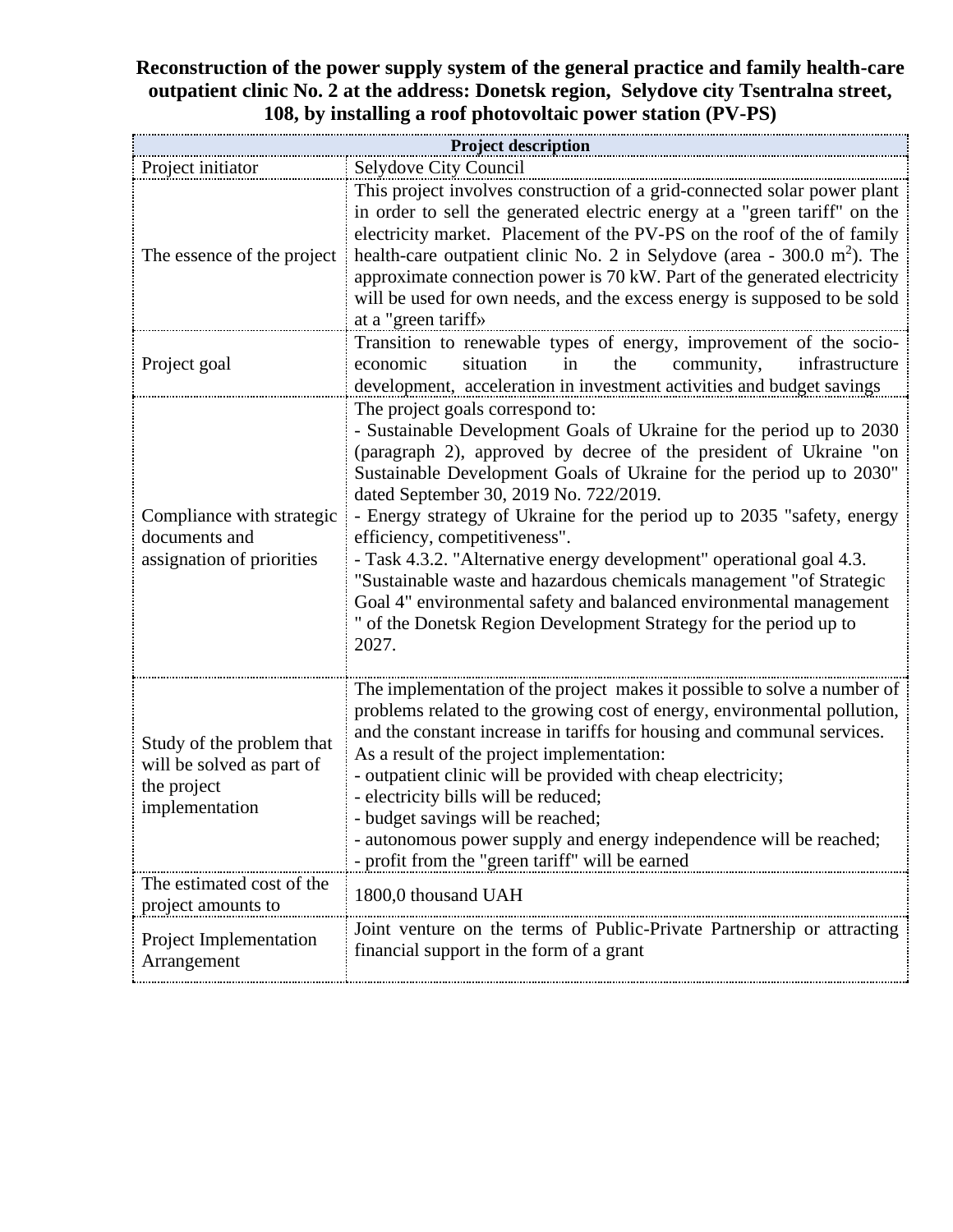# Reconstruction of the power supply system of the general practice and family health-care outpatient clinic No. 2 at the address: Donetsk region, Selydove city Tsentralna street, 108, by installing a roof photovoltaic power station (PV-PS)

| Project description | |
|---|---|
| Project initiator | Selydove City Council |
| The essence of the project | This project involves construction of a grid-connected solar power plant in order to sell the generated electric energy at a "green tariff" on the electricity market. Placement of the PV-PS on the roof of the of family health-care outpatient clinic No. 2 in Selydove (area - 300.0 $m^2$). The approximate connection power is 70 kW. Part of the generated electricity will be used for own needs, and the excess energy is supposed to be sold at a "green tariff» |
| Project goal | Transition to renewable types of energy, improvement of the socio-economic situation in the community, infrastructure development, acceleration in investment activities and budget savings |
| Compliance with strategic documents and assignation of priorities | The project goals correspond to:<br>- Sustainable Development Goals of Ukraine for the period up to 2030 (paragraph 2), approved by decree of the president of Ukraine "on Sustainable Development Goals of Ukraine for the period up to 2030" dated September 30, 2019 No. 722/2019.<br>- Energy strategy of Ukraine for the period up to 2035 "safety, energy efficiency, competitiveness".<br>- Task 4.3.2. "Alternative energy development" operational goal 4.3. "Sustainable waste and hazardous chemicals management "of Strategic Goal 4" environmental safety and balanced environmental management " of the Donetsk Region Development Strategy for the period up to 2027. |
| Study of the problem that will be solved as part of the project implementation | The implementation of the project makes it possible to solve a number of problems related to the growing cost of energy, environmental pollution, and the constant increase in tariffs for housing and communal services.<br>As a result of the project implementation:<br>- outpatient clinic will be provided with cheap electricity;<br>- electricity bills will be reduced;<br>- budget savings will be reached;<br>- autonomous power supply and energy independence will be reached;<br>- profit from the "green tariff" will be earned |
| The estimated cost of the project amounts to | 1800,0 thousand UAH |
| Project Implementation Arrangement | Joint venture on the terms of Public-Private Partnership or attracting financial support in the form of a grant |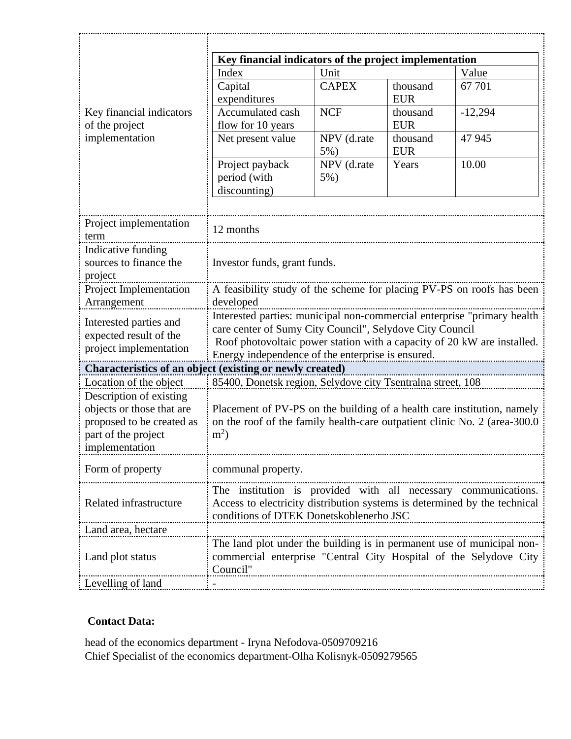| | |
|---|---|
| Key financial indicators of the project implementation | **Key financial indicators of the project implementation**<br>Index / Unit / Value<br>Capital expenditures / CAPEX / thousand EUR / 67 701<br>Accumulated cash flow for 10 years / NCF / thousand EUR / -12,294<br>Net present value / NPV (d.rate 5%) / thousand EUR / 47 945<br>Project payback period (with discounting) / NPV (d.rate 5%) / Years / 10.00 |
| Project implementation term | 12 months |
| Indicative funding sources to finance the project | Investor funds, grant funds. |
| Project Implementation Arrangement | A feasibility study of the scheme for placing PV-PS on roofs has been developed |
| Interested parties and expected result of the project implementation | Interested parties: municipal non-commercial enterprise "primary health care center of Sumy City Council", Selydove City Council<br>Roof photovoltaic power station with a capacity of 20 kW are installed. Energy independence of the enterprise is ensured. |
| **Characteristics of an object (existing or newly created)** | |
| Location of the object | 85400, Donetsk region, Selydove city Tsentralna street, 108 |
| Description of existing objects or those that are proposed to be created as part of the project implementation | Placement of PV-PS on the building of a health care institution, namely on the roof of the family health-care outpatient clinic No. 2 (area-300.0 $m^2$) |
| Form of property | communal property. |
| Related infrastructure | The institution is provided with all necessary communications. Access to electricity distribution systems is determined by the technical conditions of DTEK Donetskoblenerho JSC |
| Land area, hectare | |
| Land plot status | The land plot under the building is in permanent use of municipal non-commercial enterprise "Central City Hospital of the Selydove City Council" |
| Levelling of land | - |

**Key financial indicators of the project implementation**

| Index | Unit | | Value |
|---|---|---|---|
| Capital expenditures | CAPEX | thousand EUR | 67 701 |
| Accumulated cash flow for 10 years | NCF | thousand EUR | -12,294 |
| Net present value | NPV (d.rate 5%) | thousand EUR | 47 945 |
| Project payback period (with discounting) | NPV (d.rate 5%) | Years | 10.00 |

**Contact Data:**

head of the economics department - Iryna Nefodova-0509709216
Chief Specialist of the economics department-Olha Kolisnyk-0509279565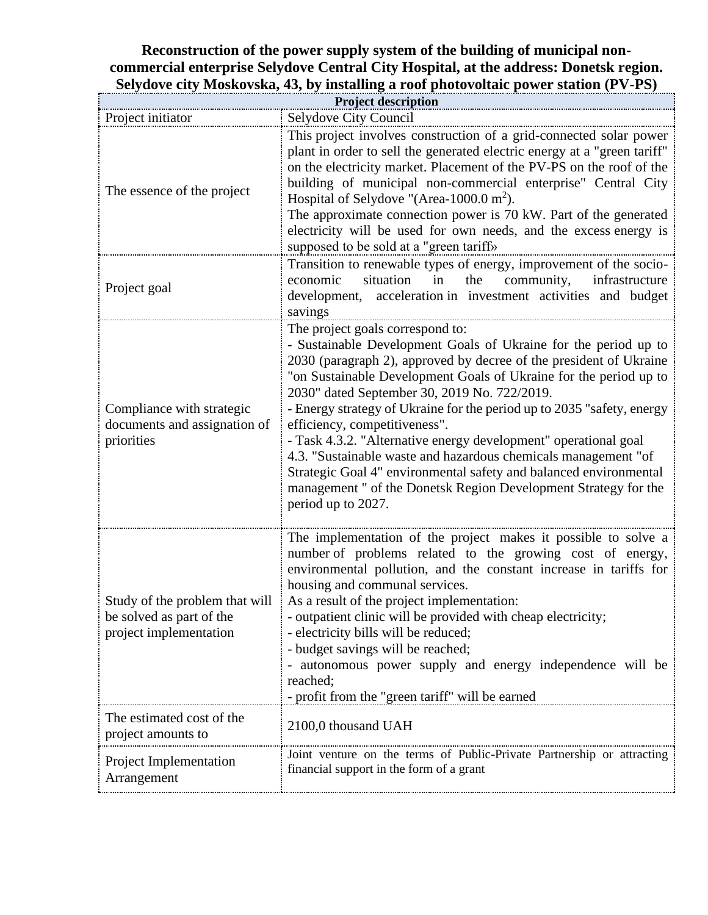**Reconstruction of the power supply system of the building of municipal non-commercial enterprise Selydove Central City Hospital, at the address: Donetsk region. Selydove city Moskovska, 43, by installing a roof photovoltaic power station (PV-PS)**

| **Project description** | |
|---|---|
| Project initiator | Selydove City Council |
| The essence of the project | This project involves construction of a grid-connected solar power plant in order to sell the generated electric energy at a "green tariff" on the electricity market. Placement of the PV-PS on the roof of the building of municipal non-commercial enterprise" Central City Hospital of Selydove "(Area-1000.0 $m^2$).<br>The approximate connection power is 70 kW. Part of the generated electricity will be used for own needs, and the excess energy is supposed to be sold at a "green tariff» |
| Project goal | Transition to renewable types of energy, improvement of the socio-economic situation in the community, infrastructure development, acceleration in investment activities and budget savings |
| Compliance with strategic documents and assignation of priorities | The project goals correspond to:<br>- Sustainable Development Goals of Ukraine for the period up to 2030 (paragraph 2), approved by decree of the president of Ukraine "on Sustainable Development Goals of Ukraine for the period up to 2030" dated September 30, 2019 No. 722/2019.<br>- Energy strategy of Ukraine for the period up to 2035 "safety, energy efficiency, competitiveness".<br>- Task 4.3.2. "Alternative energy development" operational goal 4.3. "Sustainable waste and hazardous chemicals management "of Strategic Goal 4" environmental safety and balanced environmental management " of the Donetsk Region Development Strategy for the period up to 2027. |
| Study of the problem that will be solved as part of the project implementation | The implementation of the project makes it possible to solve a number of problems related to the growing cost of energy, environmental pollution, and the constant increase in tariffs for housing and communal services.<br>As a result of the project implementation:<br>- outpatient clinic will be provided with cheap electricity;<br>- electricity bills will be reduced;<br>- budget savings will be reached;<br>- autonomous power supply and energy independence will be reached;<br>- profit from the "green tariff" will be earned |
| The estimated cost of the project amounts to | 2100,0 thousand UAH |
| Project Implementation Arrangement | Joint venture on the terms of Public-Private Partnership or attracting financial support in the form of a grant |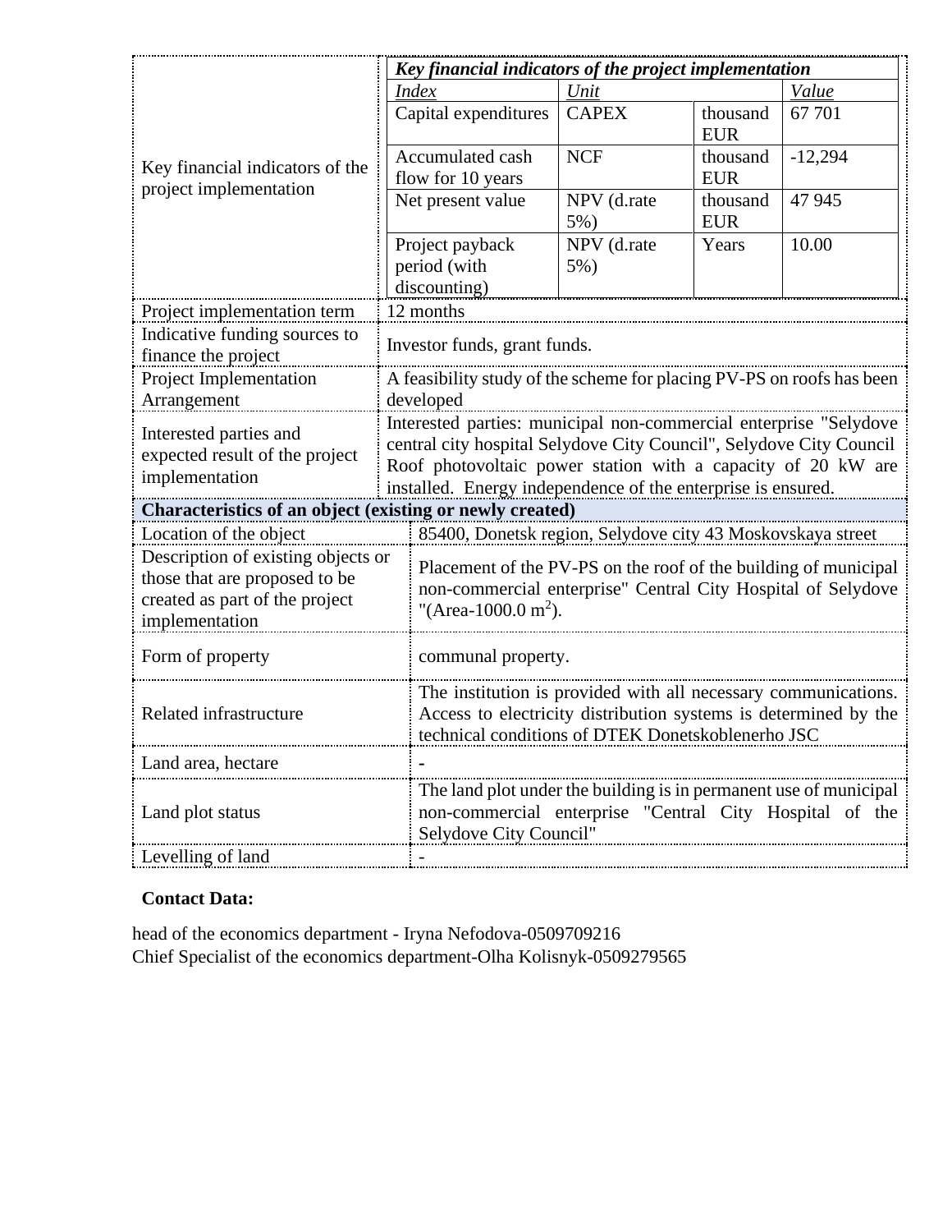| | | | | |
|---|---|---|---|---|
| Key financial indicators of the project implementation | ***Key financial indicators of the project implementation*** | | | |
| | *Index* | *Unit* | | *Value* |
| | Capital expenditures | CAPEX | thousand EUR | 67 701 |
| | Accumulated cash flow for 10 years | NCF | thousand EUR | -12,294 |
| | Net present value | NPV (d.rate 5%) | thousand EUR | 47 945 |
| | Project payback period (with discounting) | NPV (d.rate 5%) | Years | 10.00 |
| Project implementation term | 12 months | | | |
| Indicative funding sources to finance the project | Investor funds, grant funds. | | | |
| Project Implementation Arrangement | A feasibility study of the scheme for placing PV-PS on roofs has been developed | | | |
| Interested parties and expected result of the project implementation | Interested parties: municipal non-commercial enterprise "Selydove central city hospital Selydove City Council", Selydove City Council Roof photovoltaic power station with a capacity of 20 kW are installed. Energy independence of the enterprise is ensured. | | | |

| **Characteristics of an object (existing or newly created)** | |
|---|---|
| Location of the object | 85400, Donetsk region, Selydove city 43 Moskovskaya street |
| Description of existing objects or those that are proposed to be created as part of the project implementation | Placement of the PV-PS on the roof of the building of municipal non-commercial enterprise" Central City Hospital of Selydove "(Area-1000.0 m$^2$). |
| Form of property | communal property. |
| Related infrastructure | The institution is provided with all necessary communications. Access to electricity distribution systems is determined by the technical conditions of DTEK Donetskoblenerho JSC |
| Land area, hectare | - |
| Land plot status | The land plot under the building is in permanent use of municipal non-commercial enterprise "Central City Hospital of the Selydove City Council" |
| Levelling of land | - |

**Contact Data:**

head of the economics department - Iryna Nefodova-0509709216
Chief Specialist of the economics department-Olha Kolisnyk-0509279565